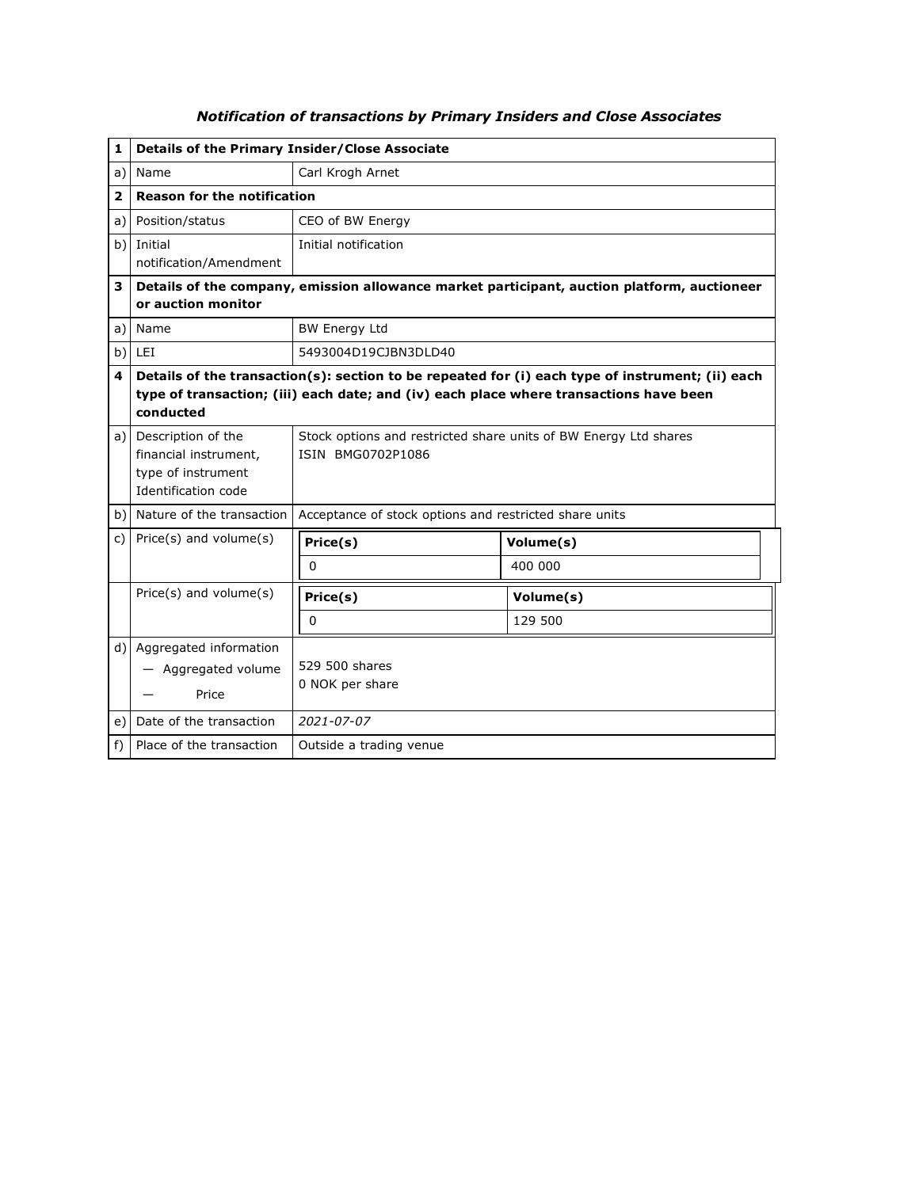***Notification of transactions by Primary Insiders and Close Associates***

| | | | |
|---|---|---|---|
| **1** | **Details of the Primary Insider/Close Associate** | | |
| a) | Name | Carl Krogh Arnet | |
| **2** | **Reason for the notification** | | |
| a) | Position/status | CEO of BW Energy | |
| b) | Initial notification/Amendment | Initial notification | |
| **3** | **Details of the company, emission allowance market participant, auction platform, auctioneer or auction monitor** | | |
| a) | Name | BW Energy Ltd | |
| b) | LEI | 5493004D19CJBN3DLD40 | |
| **4** | **Details of the transaction(s): section to be repeated for (i) each type of instrument; (ii) each type of transaction; (iii) each date; and (iv) each place where transactions have been conducted** | | |
| a) | Description of the financial instrument, type of instrument Identification code | Stock options and restricted share units of BW Energy Ltd shares ISIN BMG0702P1086 | |
| b) | Nature of the transaction | Acceptance of stock options and restricted share units | |
| c) | Price(s) and volume(s) | **Price(s)** | **Volume(s)** |
| | | 0 | 400 000 |
| | Price(s) and volume(s) | **Price(s)** | **Volume(s)** |
| | | 0 | 129 500 |
| d) | Aggregated information — Aggregated volume — Price | 529 500 shares 0 NOK per share | |
| e) | Date of the transaction | *2021-07-07* | |
| f) | Place of the transaction | Outside a trading venue | |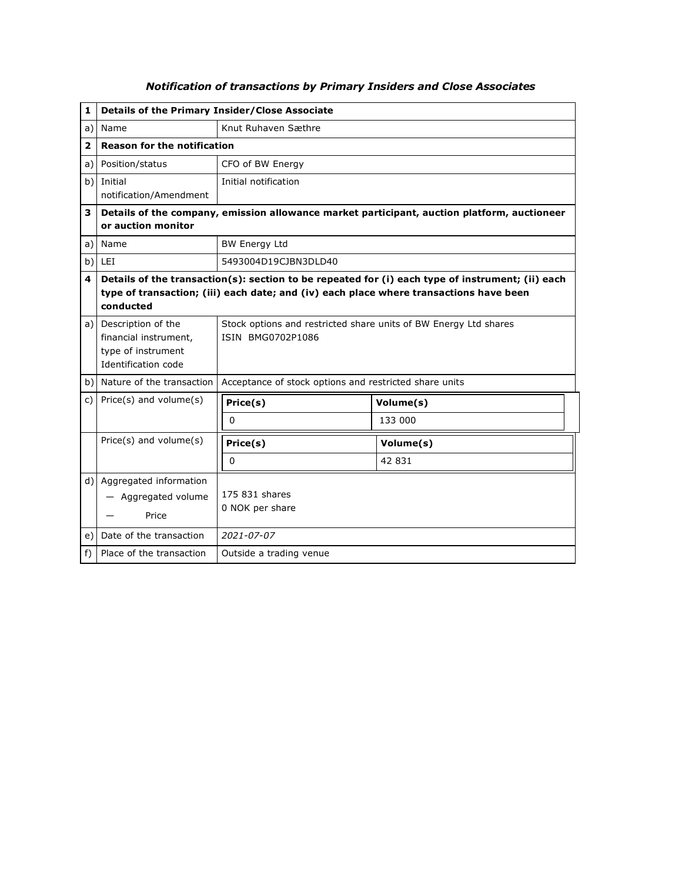***Notification of transactions by Primary Insiders and Close Associates***

| | | |
|---|---|---|
| **1** | **Details of the Primary Insider/Close Associate** | |
| a) | Name | Knut Ruhaven Sæthre |
| **2** | **Reason for the notification** | |
| a) | Position/status | CFO of BW Energy |
| b) | Initial notification/Amendment | Initial notification |
| **3** | **Details of the company, emission allowance market participant, auction platform, auctioneer or auction monitor** | |
| a) | Name | BW Energy Ltd |
| b) | LEI | 5493004D19CJBN3DLD40 |
| **4** | **Details of the transaction(s): section to be repeated for (i) each type of instrument; (ii) each type of transaction; (iii) each date; and (iv) each place where transactions have been conducted** | |
| a) | Description of the financial instrument, type of instrument Identification code | Stock options and restricted share units of BW Energy Ltd shares ISIN BMG0702P1086 |
| b) | Nature of the transaction | Acceptance of stock options and restricted share units |
| c) | Price(s) and volume(s) | **Price(s)**: 0 — **Volume(s)**: 133 000 |
| | Price(s) and volume(s) | **Price(s)**: 0 — **Volume(s)**: 42 831 |
| d) | Aggregated information — Aggregated volume — Price | 175 831 shares 0 NOK per share |
| e) | Date of the transaction | *2021-07-07* |
| f) | Place of the transaction | Outside a trading venue |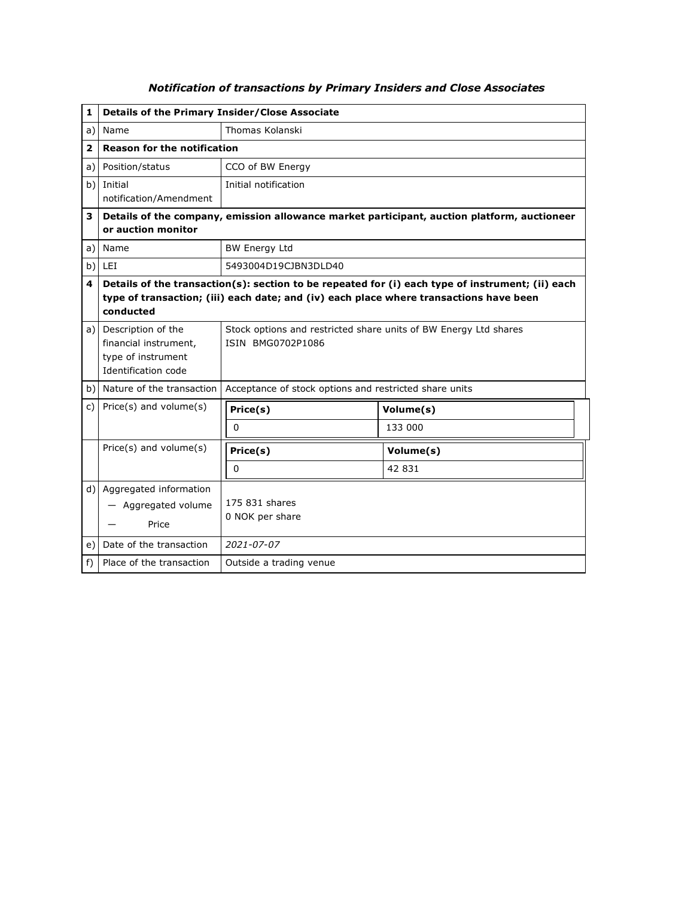***Notification of transactions by Primary Insiders and Close Associates***

| | | |
|---|---|---|
| **1** | **Details of the Primary Insider/Close Associate** | |
| a) | Name | Thomas Kolanski |
| **2** | **Reason for the notification** | |
| a) | Position/status | CCO of BW Energy |
| b) | Initial notification/Amendment | Initial notification |
| **3** | **Details of the company, emission allowance market participant, auction platform, auctioneer or auction monitor** | |
| a) | Name | BW Energy Ltd |
| b) | LEI | 5493004D19CJBN3DLD40 |
| **4** | **Details of the transaction(s): section to be repeated for (i) each type of instrument; (ii) each type of transaction; (iii) each date; and (iv) each place where transactions have been conducted** | |
| a) | Description of the financial instrument, type of instrument Identification code | Stock options and restricted share units of BW Energy Ltd shares ISIN BMG0702P1086 |
| b) | Nature of the transaction | Acceptance of stock options and restricted share units |
| c) | Price(s) and volume(s) | **Price(s):** 0 — **Volume(s):** 133 000 |
| | Price(s) and volume(s) | **Price(s):** 0 — **Volume(s):** 42 831 |
| d) | Aggregated information — Aggregated volume — Price | 175 831 shares<br>0 NOK per share |
| e) | Date of the transaction | *2021-07-07* |
| f) | Place of the transaction | Outside a trading venue |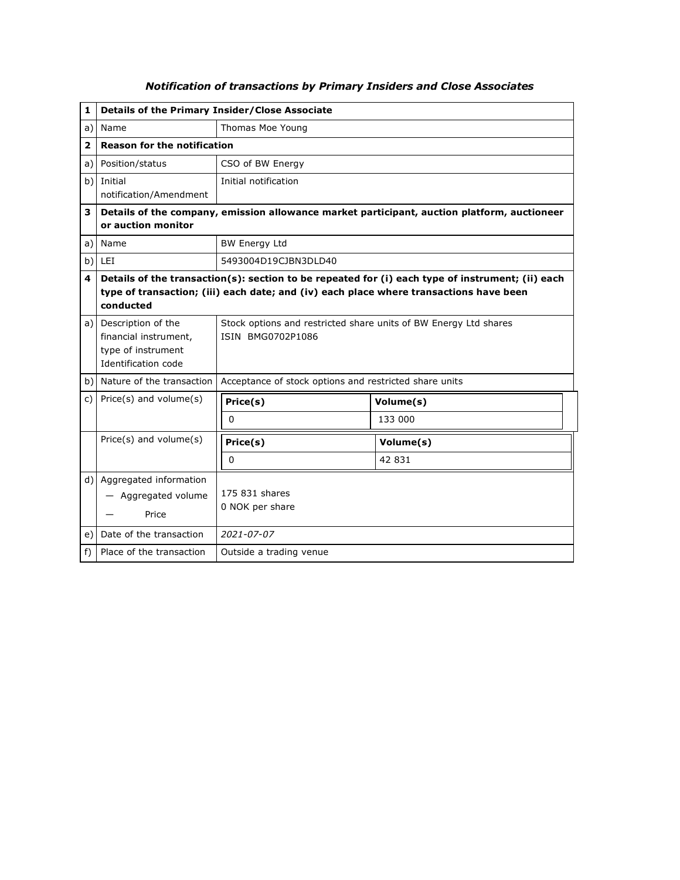# *Notification of transactions by Primary Insiders and Close Associates*

| | | |
|---|---|---|
| **1** | **Details of the Primary Insider/Close Associate** | |
| a) | Name | Thomas Moe Young |
| **2** | **Reason for the notification** | |
| a) | Position/status | CSO of BW Energy |
| b) | Initial notification/Amendment | Initial notification |
| **3** | **Details of the company, emission allowance market participant, auction platform, auctioneer or auction monitor** | |
| a) | Name | BW Energy Ltd |
| b) | LEI | 5493004D19CJBN3DLD40 |
| **4** | **Details of the transaction(s): section to be repeated for (i) each type of instrument; (ii) each type of transaction; (iii) each date; and (iv) each place where transactions have been conducted** | |
| a) | Description of the financial instrument, type of instrument Identification code | Stock options and restricted share units of BW Energy Ltd shares ISIN BMG0702P1086 |
| b) | Nature of the transaction | Acceptance of stock options and restricted share units |
| c) | Price(s) and volume(s) | **Price(s)**: 0 / **Volume(s)**: 133 000 |
| | Price(s) and volume(s) | **Price(s)**: 0 / **Volume(s)**: 42 831 |
| d) | Aggregated information — Aggregated volume — Price | 175 831 shares 0 NOK per share |
| e) | Date of the transaction | *2021-07-07* |
| f) | Place of the transaction | Outside a trading venue |